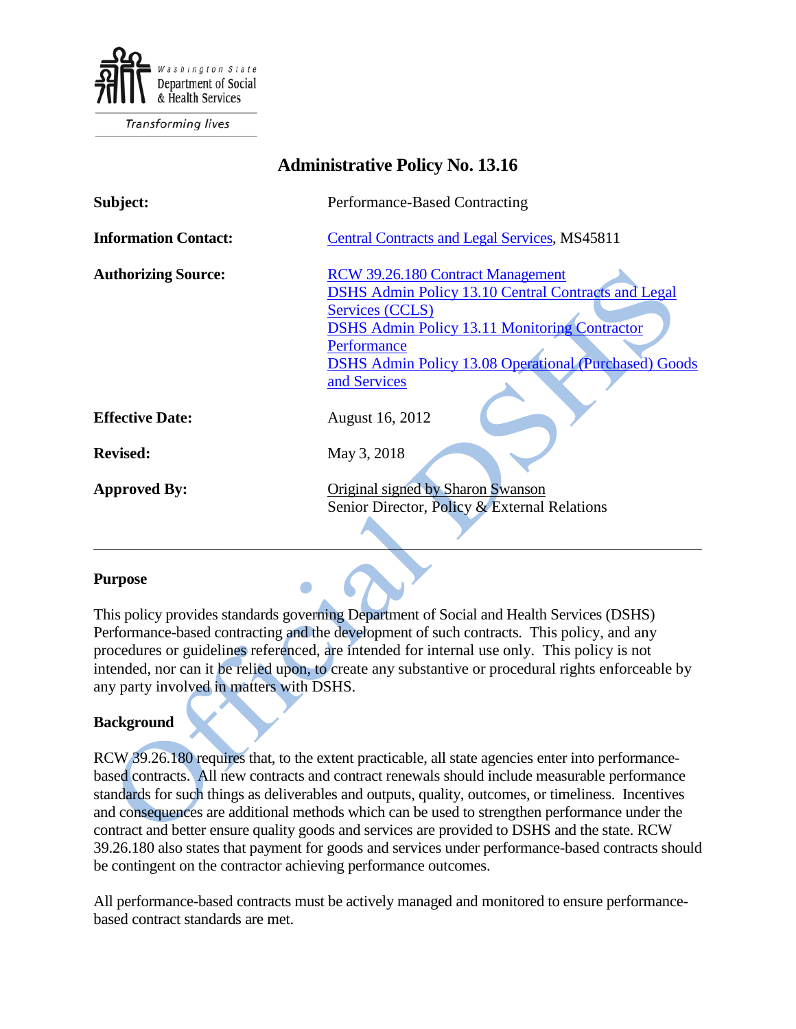Washington State Department of Social & Health Services

Transforming lives

# Administrative Policy No. 13.16

| | |
|---|---|
| **Subject:** | Performance-Based Contracting |
| **Information Contact:** | Central Contracts and Legal Services, MS45811 |
| **Authorizing Source:** | RCW 39.26.180 Contract Management<br>DSHS Admin Policy 13.10 Central Contracts and Legal Services (CCLS)<br>DSHS Admin Policy 13.11 Monitoring Contractor Performance<br>DSHS Admin Policy 13.08 Operational (Purchased) Goods and Services |
| **Effective Date:** | August 16, 2012 |
| **Revised:** | May 3, 2018 |
| **Approved By:** | Original signed by Sharon Swanson<br>Senior Director, Policy & External Relations |

---

### Purpose

This policy provides standards governing Department of Social and Health Services (DSHS) Performance-based contracting and the development of such contracts. This policy, and any procedures or guidelines referenced, are intended for internal use only. This policy is not intended, nor can it be relied upon, to create any substantive or procedural rights enforceable by any party involved in matters with DSHS.

### Background

RCW 39.26.180 requires that, to the extent practicable, all state agencies enter into performance-based contracts. All new contracts and contract renewals should include measurable performance standards for such things as deliverables and outputs, quality, outcomes, or timeliness. Incentives and consequences are additional methods which can be used to strengthen performance under the contract and better ensure quality goods and services are provided to DSHS and the state. RCW 39.26.180 also states that payment for goods and services under performance-based contracts should be contingent on the contractor achieving performance outcomes.

All performance-based contracts must be actively managed and monitored to ensure performance-based contract standards are met.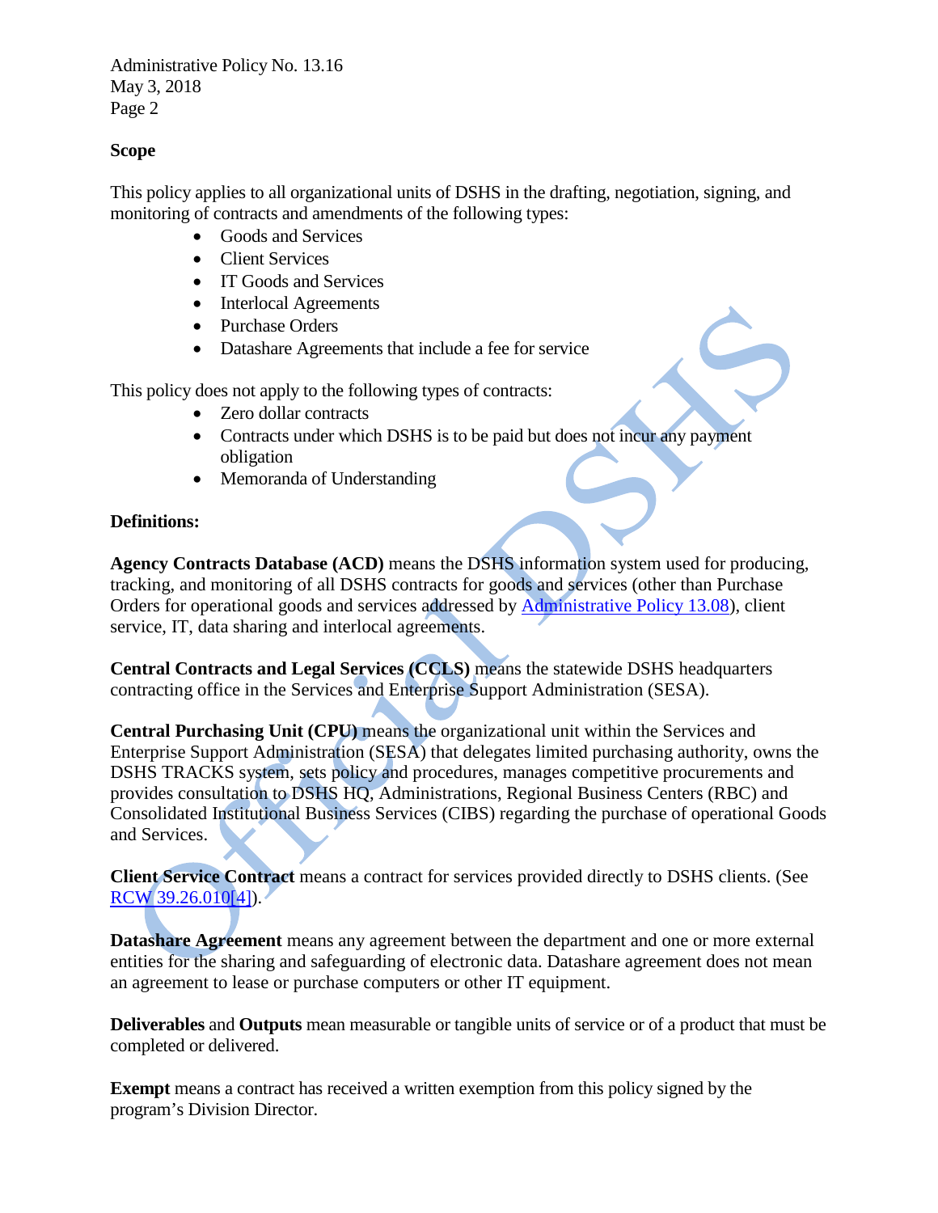**Scope**

This policy applies to all organizational units of DSHS in the drafting, negotiation, signing, and monitoring of contracts and amendments of the following types:

- Goods and Services
- Client Services
- IT Goods and Services
- Interlocal Agreements
- Purchase Orders
- Datashare Agreements that include a fee for service

This policy does not apply to the following types of contracts:

- Zero dollar contracts
- Contracts under which DSHS is to be paid but does not incur any payment obligation
- Memoranda of Understanding

**Definitions:**

**Agency Contracts Database (ACD)** means the DSHS information system used for producing, tracking, and monitoring of all DSHS contracts for goods and services (other than Purchase Orders for operational goods and services addressed by Administrative Policy 13.08), client service, IT, data sharing and interlocal agreements.

**Central Contracts and Legal Services (CCLS)** means the statewide DSHS headquarters contracting office in the Services and Enterprise Support Administration (SESA).

**Central Purchasing Unit (CPU)** means the organizational unit within the Services and Enterprise Support Administration (SESA) that delegates limited purchasing authority, owns the DSHS TRACKS system, sets policy and procedures, manages competitive procurements and provides consultation to DSHS HQ, Administrations, Regional Business Centers (RBC) and Consolidated Institutional Business Services (CIBS) regarding the purchase of operational Goods and Services.

**Client Service Contract** means a contract for services provided directly to DSHS clients. (See RCW 39.26.010[4]).

**Datashare Agreement** means any agreement between the department and one or more external entities for the sharing and safeguarding of electronic data. Datashare agreement does not mean an agreement to lease or purchase computers or other IT equipment.

**Deliverables** and **Outputs** mean measurable or tangible units of service or of a product that must be completed or delivered.

**Exempt** means a contract has received a written exemption from this policy signed by the program's Division Director.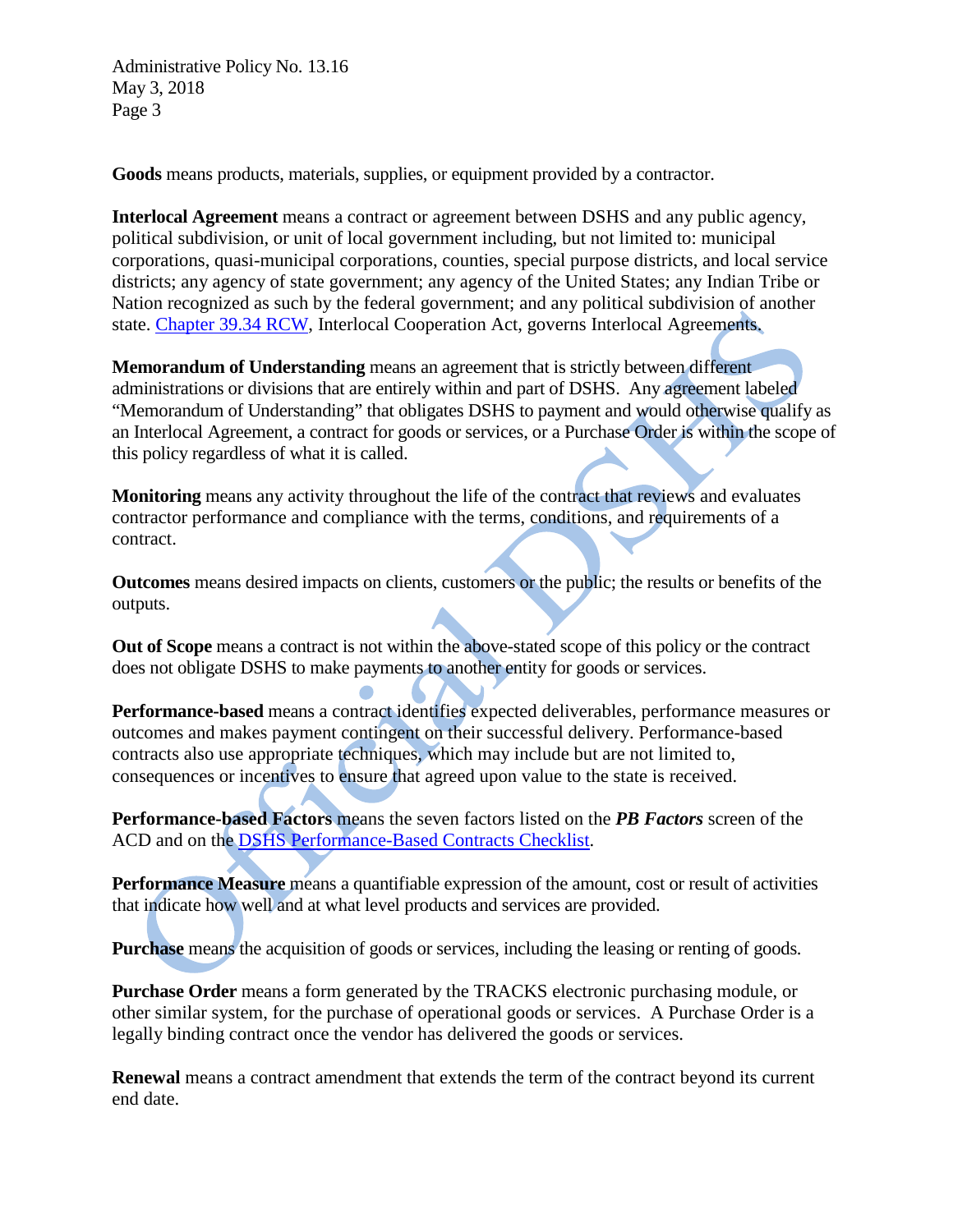**Goods** means products, materials, supplies, or equipment provided by a contractor.

**Interlocal Agreement** means a contract or agreement between DSHS and any public agency, political subdivision, or unit of local government including, but not limited to: municipal corporations, quasi-municipal corporations, counties, special purpose districts, and local service districts; any agency of state government; any agency of the United States; any Indian Tribe or Nation recognized as such by the federal government; and any political subdivision of another state. Chapter 39.34 RCW, Interlocal Cooperation Act, governs Interlocal Agreements.

**Memorandum of Understanding** means an agreement that is strictly between different administrations or divisions that are entirely within and part of DSHS. Any agreement labeled "Memorandum of Understanding" that obligates DSHS to payment and would otherwise qualify as an Interlocal Agreement, a contract for goods or services, or a Purchase Order is within the scope of this policy regardless of what it is called.

**Monitoring** means any activity throughout the life of the contract that reviews and evaluates contractor performance and compliance with the terms, conditions, and requirements of a contract.

**Outcomes** means desired impacts on clients, customers or the public; the results or benefits of the outputs.

**Out of Scope** means a contract is not within the above-stated scope of this policy or the contract does not obligate DSHS to make payments to another entity for goods or services.

**Performance-based** means a contract identifies expected deliverables, performance measures or outcomes and makes payment contingent on their successful delivery. Performance-based contracts also use appropriate techniques, which may include but are not limited to, consequences or incentives to ensure that agreed upon value to the state is received.

**Performance-based Factors** means the seven factors listed on the ***PB Factors*** screen of the ACD and on the DSHS Performance-Based Contracts Checklist.

**Performance Measure** means a quantifiable expression of the amount, cost or result of activities that indicate how well and at what level products and services are provided.

**Purchase** means the acquisition of goods or services, including the leasing or renting of goods.

**Purchase Order** means a form generated by the TRACKS electronic purchasing module, or other similar system, for the purchase of operational goods or services. A Purchase Order is a legally binding contract once the vendor has delivered the goods or services.

**Renewal** means a contract amendment that extends the term of the contract beyond its current end date.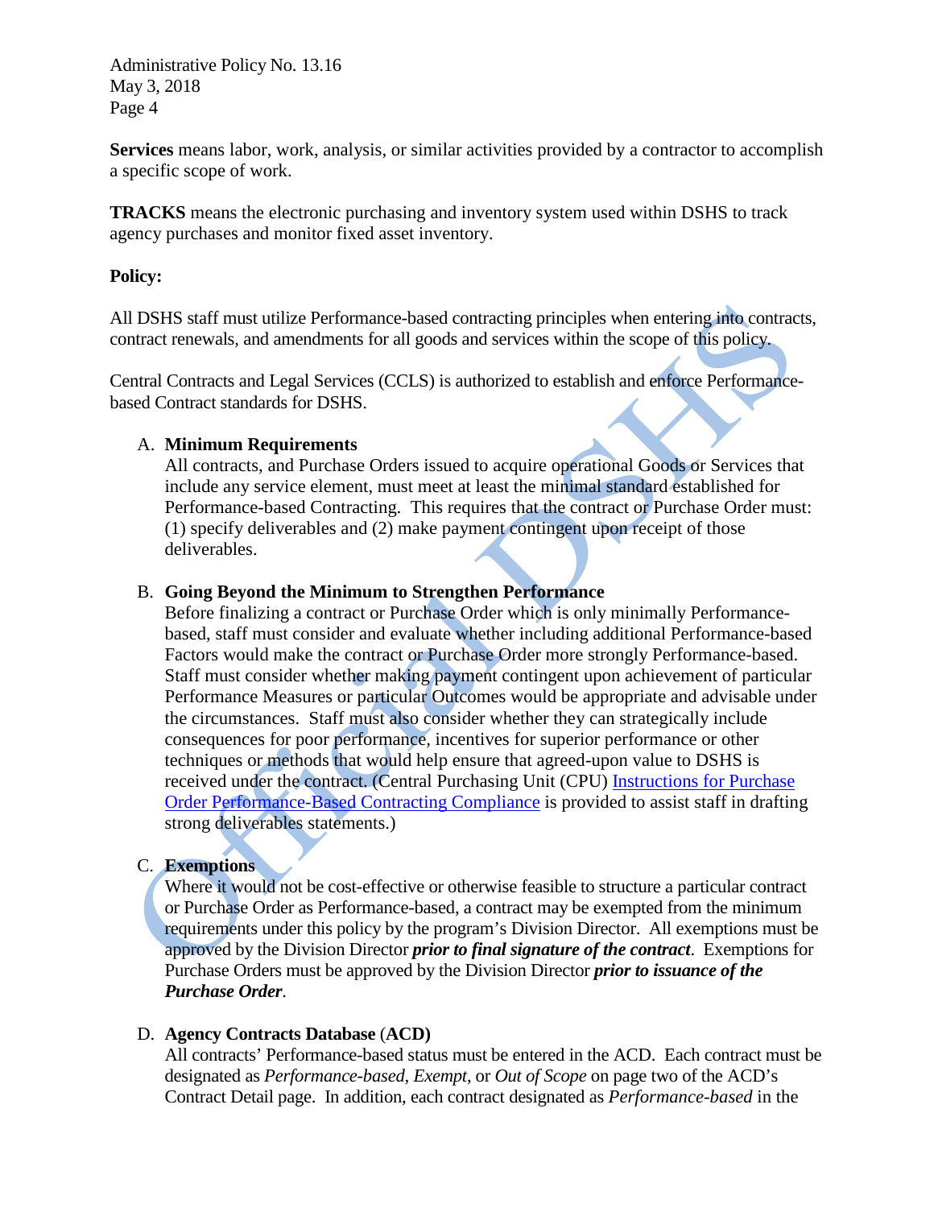**Services** means labor, work, analysis, or similar activities provided by a contractor to accomplish a specific scope of work.

**TRACKS** means the electronic purchasing and inventory system used within DSHS to track agency purchases and monitor fixed asset inventory.

**Policy:**

All DSHS staff must utilize Performance-based contracting principles when entering into contracts, contract renewals, and amendments for all goods and services within the scope of this policy.

Central Contracts and Legal Services (CCLS) is authorized to establish and enforce Performance-based Contract standards for DSHS.

A. **Minimum Requirements**
All contracts, and Purchase Orders issued to acquire operational Goods or Services that include any service element, must meet at least the minimal standard established for Performance-based Contracting. This requires that the contract or Purchase Order must: (1) specify deliverables and (2) make payment contingent upon receipt of those deliverables.

B. **Going Beyond the Minimum to Strengthen Performance**
Before finalizing a contract or Purchase Order which is only minimally Performance-based, staff must consider and evaluate whether including additional Performance-based Factors would make the contract or Purchase Order more strongly Performance-based. Staff must consider whether making payment contingent upon achievement of particular Performance Measures or particular Outcomes would be appropriate and advisable under the circumstances. Staff must also consider whether they can strategically include consequences for poor performance, incentives for superior performance or other techniques or methods that would help ensure that agreed-upon value to DSHS is received under the contract. (Central Purchasing Unit (CPU) Instructions for Purchase Order Performance-Based Contracting Compliance is provided to assist staff in drafting strong deliverables statements.)

C. **Exemptions**
Where it would not be cost-effective or otherwise feasible to structure a particular contract or Purchase Order as Performance-based, a contract may be exempted from the minimum requirements under this policy by the program's Division Director. All exemptions must be approved by the Division Director ***prior to final signature of the contract***. Exemptions for Purchase Orders must be approved by the Division Director ***prior to issuance of the Purchase Order***.

D. **Agency Contracts Database (ACD)**
All contracts' Performance-based status must be entered in the ACD. Each contract must be designated as *Performance-based*, *Exempt*, or *Out of Scope* on page two of the ACD's Contract Detail page. In addition, each contract designated as *Performance-based* in the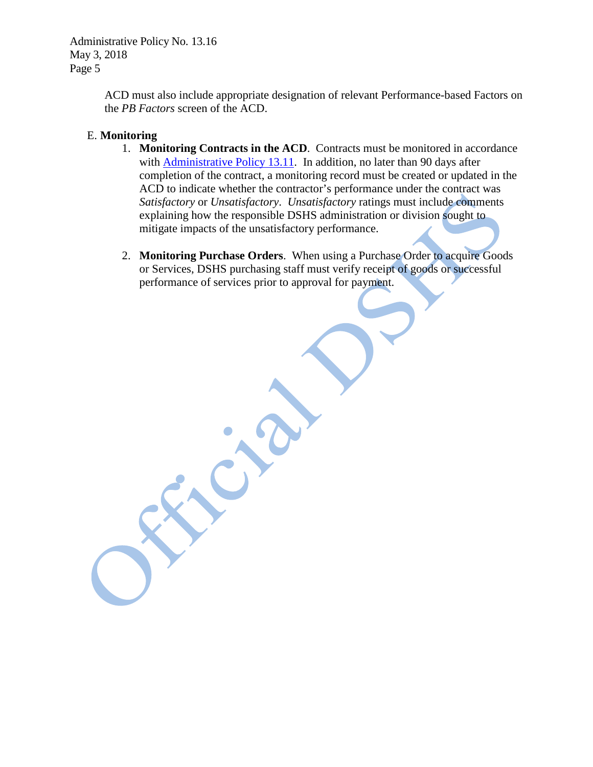ACD must also include appropriate designation of relevant Performance-based Factors on the *PB Factors* screen of the ACD.

E. **Monitoring**

1. **Monitoring Contracts in the ACD**. Contracts must be monitored in accordance with [Administrative Policy 13.11](). In addition, no later than 90 days after completion of the contract, a monitoring record must be created or updated in the ACD to indicate whether the contractor's performance under the contract was *Satisfactory* or *Unsatisfactory*. *Unsatisfactory* ratings must include comments explaining how the responsible DSHS administration or division sought to mitigate impacts of the unsatisfactory performance.

2. **Monitoring Purchase Orders**. When using a Purchase Order to acquire Goods or Services, DSHS purchasing staff must verify receipt of goods or successful performance of services prior to approval for payment.